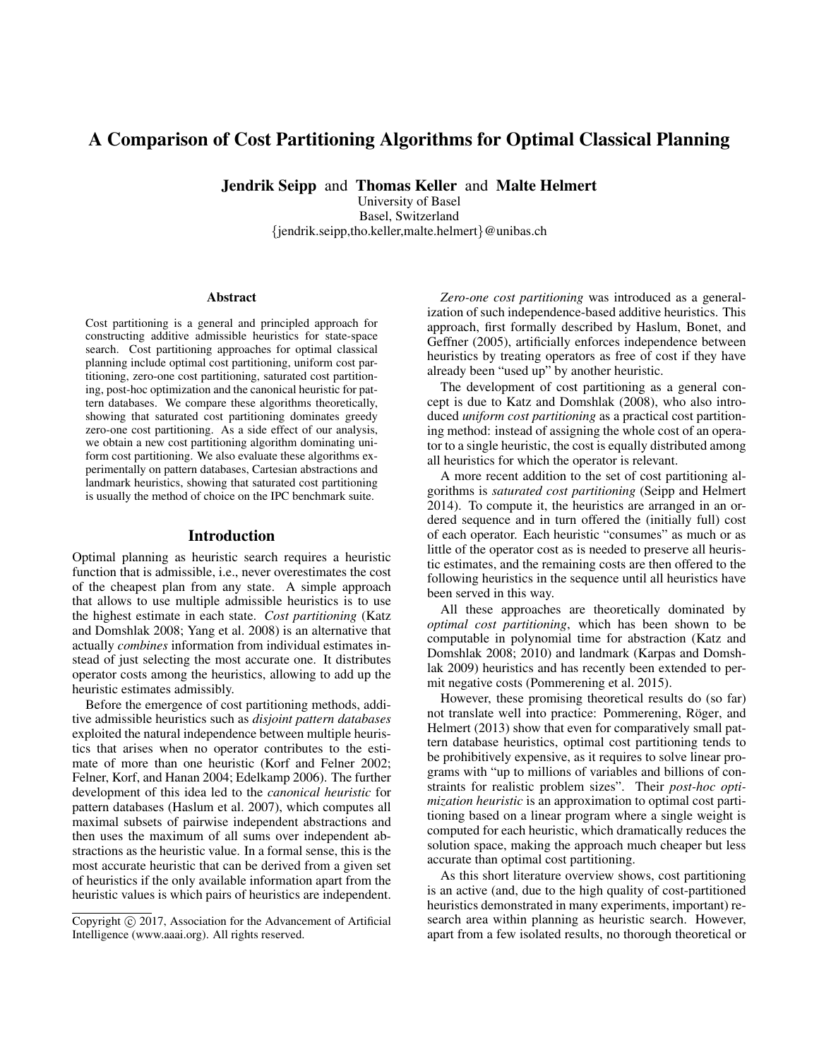# A Comparison of Cost Partitioning Algorithms for Optimal Classical Planning

**Jendrik Seipp** and **Thomas Keller** and **Malte Helmert**
University of Basel
Basel, Switzerland
{jendrik.seipp,tho.keller,malte.helmert}@unibas.ch

### Abstract

Cost partitioning is a general and principled approach for constructing additive admissible heuristics for state-space search. Cost partitioning approaches for optimal classical planning include optimal cost partitioning, uniform cost partitioning, zero-one cost partitioning, saturated cost partitioning, post-hoc optimization and the canonical heuristic for pattern databases. We compare these algorithms theoretically, showing that saturated cost partitioning dominates greedy zero-one cost partitioning. As a side effect of our analysis, we obtain a new cost partitioning algorithm dominating uniform cost partitioning. We also evaluate these algorithms experimentally on pattern databases, Cartesian abstractions and landmark heuristics, showing that saturated cost partitioning is usually the method of choice on the IPC benchmark suite.

## Introduction

Optimal planning as heuristic search requires a heuristic function that is admissible, i.e., never overestimates the cost of the cheapest plan from any state. A simple approach that allows to use multiple admissible heuristics is to use the highest estimate in each state. *Cost partitioning* (Katz and Domshlak 2008; Yang et al. 2008) is an alternative that actually *combines* information from individual estimates instead of just selecting the most accurate one. It distributes operator costs among the heuristics, allowing to add up the heuristic estimates admissibly.

Before the emergence of cost partitioning methods, additive admissible heuristics such as *disjoint pattern databases* exploited the natural independence between multiple heuristics that arises when no operator contributes to the estimate of more than one heuristic (Korf and Felner 2002; Felner, Korf, and Hanan 2004; Edelkamp 2006). The further development of this idea led to the *canonical heuristic* for pattern databases (Haslum et al. 2007), which computes all maximal subsets of pairwise independent abstractions and then uses the maximum of all sums over independent abstractions as the heuristic value. In a formal sense, this is the most accurate heuristic that can be derived from a given set of heuristics if the only available information apart from the heuristic values is which pairs of heuristics are independent.

*Zero-one cost partitioning* was introduced as a generalization of such independence-based additive heuristics. This approach, first formally described by Haslum, Bonet, and Geffner (2005), artificially enforces independence between heuristics by treating operators as free of cost if they have already been "used up" by another heuristic.

The development of cost partitioning as a general concept is due to Katz and Domshlak (2008), who also introduced *uniform cost partitioning* as a practical cost partitioning method: instead of assigning the whole cost of an operator to a single heuristic, the cost is equally distributed among all heuristics for which the operator is relevant.

A more recent addition to the set of cost partitioning algorithms is *saturated cost partitioning* (Seipp and Helmert 2014). To compute it, the heuristics are arranged in an ordered sequence and in turn offered the (initially full) cost of each operator. Each heuristic "consumes" as much or as little of the operator cost as is needed to preserve all heuristic estimates, and the remaining costs are then offered to the following heuristics in the sequence until all heuristics have been served in this way.

All these approaches are theoretically dominated by *optimal cost partitioning*, which has been shown to be computable in polynomial time for abstraction (Katz and Domshlak 2008; 2010) and landmark (Karpas and Domshlak 2009) heuristics and has recently been extended to permit negative costs (Pommerening et al. 2015).

However, these promising theoretical results do (so far) not translate well into practice: Pommerening, Röger, and Helmert (2013) show that even for comparatively small pattern database heuristics, optimal cost partitioning tends to be prohibitively expensive, as it requires to solve linear programs with "up to millions of variables and billions of constraints for realistic problem sizes". Their *post-hoc optimization heuristic* is an approximation to optimal cost partitioning based on a linear program where a single weight is computed for each heuristic, which dramatically reduces the solution space, making the approach much cheaper but less accurate than optimal cost partitioning.

As this short literature overview shows, cost partitioning is an active (and, due to the high quality of cost-partitioned heuristics demonstrated in many experiments, important) research area within planning as heuristic search. However, apart from a few isolated results, no thorough theoretical or

Copyright © 2017, Association for the Advancement of Artificial Intelligence (www.aaai.org). All rights reserved.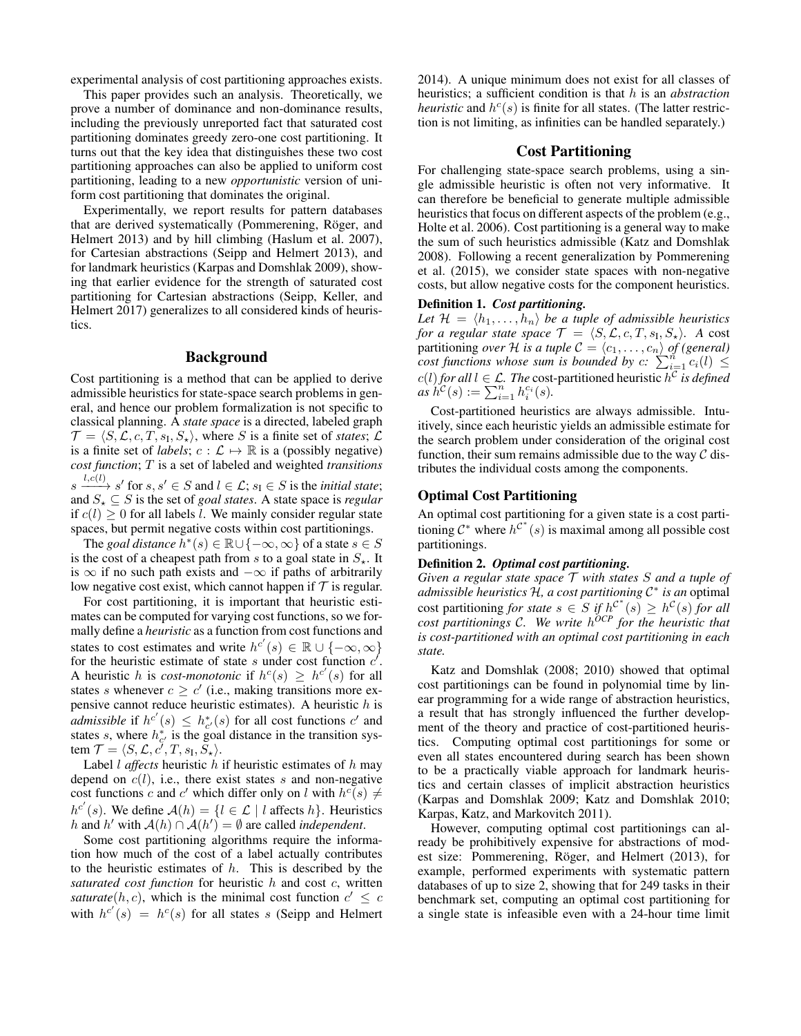experimental analysis of cost partitioning approaches exists.

This paper provides such an analysis. Theoretically, we prove a number of dominance and non-dominance results, including the previously unreported fact that saturated cost partitioning dominates greedy zero-one cost partitioning. It turns out that the key idea that distinguishes these two cost partitioning approaches can also be applied to uniform cost partitioning, leading to a new *opportunistic* version of uniform cost partitioning that dominates the original.

Experimentally, we report results for pattern databases that are derived systematically (Pommerening, Röger, and Helmert 2013) and by hill climbing (Haslum et al. 2007), for Cartesian abstractions (Seipp and Helmert 2013), and for landmark heuristics (Karpas and Domshlak 2009), showing that earlier evidence for the strength of saturated cost partitioning for Cartesian abstractions (Seipp, Keller, and Helmert 2017) generalizes to all considered kinds of heuristics.

## Background

Cost partitioning is a method that can be applied to derive admissible heuristics for state-space search problems in general, and hence our problem formalization is not specific to classical planning. A *state space* is a directed, labeled graph $\mathcal{T} = \langle S, \mathcal{L}, c, T, s_I, S_\star \rangle$, where $S$ is a finite set of *states*; $\mathcal{L}$ is a finite set of *labels*; $c : \mathcal{L} \mapsto \mathbb{R}$ is a (possibly negative) *cost function*; $T$ is a set of labeled and weighted *transitions* $s \xrightarrow{l, c(l)} s'$ for $s, s' \in S$ and $l \in \mathcal{L}$; $s_I \in S$ is the *initial state*; and $S_\star \subseteq S$ is the set of *goal states*. A state space is *regular* if $c(l) \geq 0$ for all labels $l$. We mainly consider regular state spaces, but permit negative costs within cost partitionings.

The *goal distance* $h^*(s) \in \mathbb{R} \cup \{-\infty, \infty\}$ of a state $s \in S$ is the cost of a cheapest path from $s$ to a goal state in $S_\star$. It is $\infty$ if no such path exists and $-\infty$ if paths of arbitrarily low negative cost exist, which cannot happen if $\mathcal{T}$ is regular.

For cost partitioning, it is important that heuristic estimates can be computed for varying cost functions, so we formally define a *heuristic* as a function from cost functions and states to cost estimates and write $h^{c'}(s) \in \mathbb{R} \cup \{-\infty, \infty\}$ for the heuristic estimate of state $s$ under cost function $c'$. A heuristic $h$ is *cost-monotonic* if $h^c(s) \geq h^{c'}(s)$ for all states $s$ whenever $c \geq c'$ (i.e., making transitions more expensive cannot reduce heuristic estimates). A heuristic $h$ is *admissible* if $h^{c'}(s) \leq h^*_{c'}(s)$ for all cost functions $c'$ and states $s$, where $h^*_{c'}$ is the goal distance in the transition system $\mathcal{T} = \langle S, \mathcal{L}, c', T, s_I, S_\star \rangle$.

Label $l$ *affects* heuristic $h$ if heuristic estimates of $h$ may depend on $c(l)$, i.e., there exist states $s$ and non-negative cost functions $c$ and $c'$ which differ only on $l$ with $h^c(s) \neq h^{c'}(s)$. We define $\mathcal{A}(h) = \{l \in \mathcal{L} \mid l \text{ affects } h\}$. Heuristics $h$ and $h'$ with $\mathcal{A}(h) \cap \mathcal{A}(h') = \emptyset$ are called *independent*.

Some cost partitioning algorithms require the information how much of the cost of a label actually contributes to the heuristic estimates of $h$. This is described by the *saturated cost function* for heuristic $h$ and cost $c$, written *saturate*$(h, c)$, which is the minimal cost function $c' \leq c$ with $h^{c'}(s) = h^c(s)$ for all states $s$ (Seipp and Helmert 2014). A unique minimum does not exist for all classes of heuristics; a sufficient condition is that $h$ is an *abstraction heuristic* and $h^c(s)$ is finite for all states. (The latter restriction is not limiting, as infinities can be handled separately.)

## Cost Partitioning

For challenging state-space search problems, using a single admissible heuristic is often not very informative. It can therefore be beneficial to generate multiple admissible heuristics that focus on different aspects of the problem (e.g., Holte et al. 2006). Cost partitioning is a general way to make the sum of such heuristics admissible (Katz and Domshlak 2008). Following a recent generalization by Pommerening et al. (2015), we consider state spaces with non-negative costs, but allow negative costs for the component heuristics.

**Definition 1.** ***Cost partitioning.***
*Let $\mathcal{H} = \langle h_1, \dots, h_n \rangle$ be a tuple of admissible heuristics for a regular state space $\mathcal{T} = \langle S, \mathcal{L}, c, T, s_I, S_\star \rangle$. A* cost partitioning *over $\mathcal{H}$ is a tuple $\mathcal{C} = \langle c_1, \dots, c_n \rangle$ of (general) cost functions whose sum is bounded by $c$: $\sum_{i=1}^{n} c_i(l) \leq c(l)$ for all $l \in \mathcal{L}$. The* cost-partitioned heuristic *$h^{\mathcal{C}}$ is defined as $h^{\mathcal{C}}(s) := \sum_{i=1}^{n} h_i^{c_i}(s)$.*

Cost-partitioned heuristics are always admissible. Intuitively, since each heuristic yields an admissible estimate for the search problem under consideration of the original cost function, their sum remains admissible due to the way $\mathcal{C}$ distributes the individual costs among the components.

### Optimal Cost Partitioning

An optimal cost partitioning for a given state is a cost partitioning $\mathcal{C}^*$ where $h^{\mathcal{C}^*}(s)$ is maximal among all possible cost partitionings.

**Definition 2.** ***Optimal cost partitioning.***
*Given a regular state space $\mathcal{T}$ with states $S$ and a tuple of admissible heuristics $\mathcal{H}$, a cost partitioning $\mathcal{C}^*$ is an* optimal cost partitioning *for state $s \in S$ if $h^{\mathcal{C}^*}(s) \geq h^{\mathcal{C}}(s)$ for all cost partitionings $\mathcal{C}$. We write $h^{OCP}$ for the heuristic that is cost-partitioned with an optimal cost partitioning in each state.*

Katz and Domshlak (2008; 2010) showed that optimal cost partitionings can be found in polynomial time by linear programming for a wide range of abstraction heuristics, a result that has strongly influenced the further development of the theory and practice of cost-partitioned heuristics. Computing optimal cost partitionings for some or even all states encountered during search has been shown to be a practically viable approach for landmark heuristics and certain classes of implicit abstraction heuristics (Karpas and Domshlak 2009; Katz and Domshlak 2010; Karpas, Katz, and Markovitch 2011).

However, computing optimal cost partitionings can already be prohibitively expensive for abstractions of modest size: Pommerening, Röger, and Helmert (2013), for example, performed experiments with systematic pattern databases of up to size 2, showing that for 249 tasks in their benchmark set, computing an optimal cost partitioning for a single state is infeasible even with a 24-hour time limit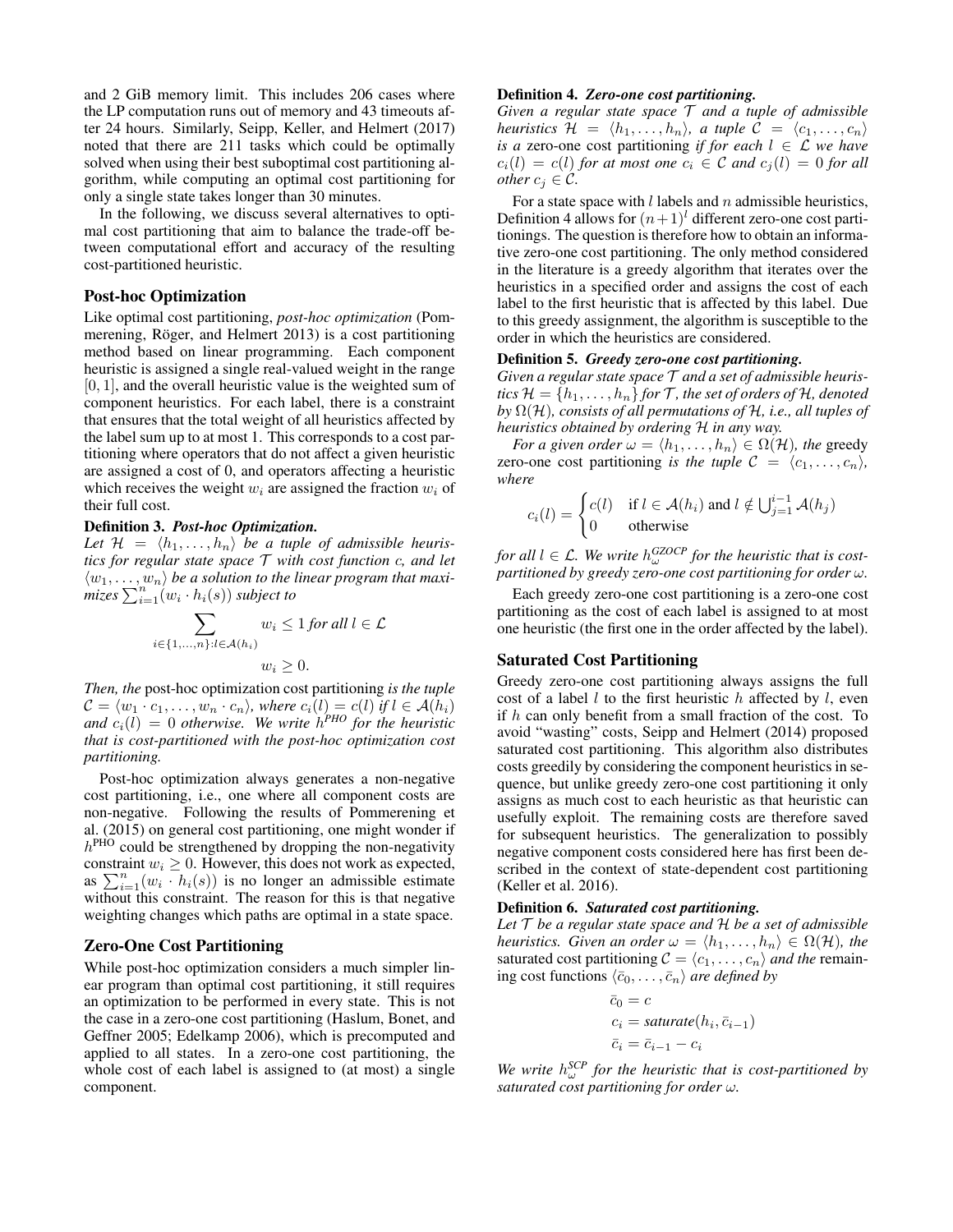and 2 GiB memory limit. This includes 206 cases where the LP computation runs out of memory and 43 timeouts after 24 hours. Similarly, Seipp, Keller, and Helmert (2017) noted that there are 211 tasks which could be optimally solved when using their best suboptimal cost partitioning algorithm, while computing an optimal cost partitioning for only a single state takes longer than 30 minutes.

In the following, we discuss several alternatives to optimal cost partitioning that aim to balance the trade-off between computational effort and accuracy of the resulting cost-partitioned heuristic.

## Post-hoc Optimization

Like optimal cost partitioning, *post-hoc optimization* (Pommerening, Röger, and Helmert 2013) is a cost partitioning method based on linear programming. Each component heuristic is assigned a single real-valued weight in the range $[0, 1]$, and the overall heuristic value is the weighted sum of component heuristics. For each label, there is a constraint that ensures that the total weight of all heuristics affected by the label sum up to at most 1. This corresponds to a cost partitioning where operators that do not affect a given heuristic are assigned a cost of 0, and operators affecting a heuristic which receives the weight $w_i$ are assigned the fraction $w_i$ of their full cost.

**Definition 3.** ***Post-hoc Optimization.***
*Let $\mathcal{H} = \langle h_1, \dots, h_n \rangle$ be a tuple of admissible heuristics for regular state space $\mathcal{T}$ with cost function $c$, and let $\langle w_1, \dots, w_n \rangle$ be a solution to the linear program that maximizes $\sum_{i=1}^{n} (w_i \cdot h_i(s))$ subject to*

$$\sum_{i \in \{1,\dots,n\} : l \in \mathcal{A}(h_i)} w_i \leq 1 \text{ for all } l \in \mathcal{L}$$

$$w_i \geq 0.$$

*Then, the* post-hoc optimization cost partitioning *is the tuple $\mathcal{C} = \langle w_1 \cdot c_1, \dots, w_n \cdot c_n \rangle$, where $c_i(l) = c(l)$ if $l \in \mathcal{A}(h_i)$ and $c_i(l) = 0$ otherwise. We write $h^{\text{PHO}}$ for the heuristic that is cost-partitioned with the post-hoc optimization cost partitioning.*

Post-hoc optimization always generates a non-negative cost partitioning, i.e., one where all component costs are non-negative. Following the results of Pommerening et al. (2015) on general cost partitioning, one might wonder if $h^{\text{PHO}}$ could be strengthened by dropping the non-negativity constraint $w_i \geq 0$. However, this does not work as expected, as $\sum_{i=1}^{n} (w_i \cdot h_i(s))$ is no longer an admissible estimate without this constraint. The reason for this is that negative weighting changes which paths are optimal in a state space.

## Zero-One Cost Partitioning

While post-hoc optimization considers a much simpler linear program than optimal cost partitioning, it still requires an optimization to be performed in every state. This is not the case in a zero-one cost partitioning (Haslum, Bonet, and Geffner 2005; Edelkamp 2006), which is precomputed and applied to all states. In a zero-one cost partitioning, the whole cost of each label is assigned to (at most) a single component.

**Definition 4.** ***Zero-one cost partitioning.***
*Given a regular state space $\mathcal{T}$ and a tuple of admissible heuristics $\mathcal{H} = \langle h_1, \dots, h_n \rangle$, a tuple $\mathcal{C} = \langle c_1, \dots, c_n \rangle$ is a* zero-one cost partitioning *if for each $l \in \mathcal{L}$ we have $c_i(l) = c(l)$ for at most one $c_i \in \mathcal{C}$ and $c_j(l) = 0$ for all other $c_j \in \mathcal{C}$.*

For a state space with $l$ labels and $n$ admissible heuristics, Definition 4 allows for $(n+1)^l$ different zero-one cost partitionings. The question is therefore how to obtain an informative zero-one cost partitioning. The only method considered in the literature is a greedy algorithm that iterates over the heuristics in a specified order and assigns the cost of each label to the first heuristic that is affected by this label. Due to this greedy assignment, the algorithm is susceptible to the order in which the heuristics are considered.

**Definition 5.** ***Greedy zero-one cost partitioning.***
*Given a regular state space $\mathcal{T}$ and a set of admissible heuristics $\mathcal{H} = \{h_1, \dots, h_n\}$ for $\mathcal{T}$, the set of orders of $\mathcal{H}$, denoted by $\Omega(\mathcal{H})$, consists of all permutations of $\mathcal{H}$, i.e., all tuples of heuristics obtained by ordering $\mathcal{H}$ in any way.*

*For a given order $\omega = \langle h_1, \dots, h_n \rangle \in \Omega(\mathcal{H})$, the* greedy zero-one cost partitioning *is the tuple $\mathcal{C} = \langle c_1, \dots, c_n \rangle$, where*

$$c_i(l) = \begin{cases} c(l) & \text{if } l \in \mathcal{A}(h_i) \text{ and } l \notin \bigcup_{j=1}^{i-1} \mathcal{A}(h_j) \\ 0 & \text{otherwise} \end{cases}$$

*for all $l \in \mathcal{L}$. We write $h_\omega^{\text{GZOCP}}$ for the heuristic that is cost-partitioned by greedy zero-one cost partitioning for order $\omega$.*

Each greedy zero-one cost partitioning is a zero-one cost partitioning as the cost of each label is assigned to at most one heuristic (the first one in the order affected by the label).

## Saturated Cost Partitioning

Greedy zero-one cost partitioning always assigns the full cost of a label $l$ to the first heuristic $h$ affected by $l$, even if $h$ can only benefit from a small fraction of the cost. To avoid "wasting" costs, Seipp and Helmert (2014) proposed saturated cost partitioning. This algorithm also distributes costs greedily by considering the component heuristics in sequence, but unlike greedy zero-one cost partitioning it only assigns as much cost to each heuristic as that heuristic can usefully exploit. The remaining costs are therefore saved for subsequent heuristics. The generalization to possibly negative component costs considered here has first been described in the context of state-dependent cost partitioning (Keller et al. 2016).

**Definition 6.** ***Saturated cost partitioning.***
*Let $\mathcal{T}$ be a regular state space and $\mathcal{H}$ be a set of admissible heuristics. Given an order $\omega = \langle h_1, \dots, h_n \rangle \in \Omega(\mathcal{H})$, the* saturated cost partitioning *$\mathcal{C} = \langle c_1, \dots, c_n \rangle$ and the* remaining cost functions *$\langle \bar{c}_0, \dots, \bar{c}_n \rangle$ are defined by*

$$\bar{c}_0 = c$$
$$c_i = \textit{saturate}(h_i, \bar{c}_{i-1})$$
$$\bar{c}_i = \bar{c}_{i-1} - c_i$$

*We write $h_\omega^{\text{SCP}}$ for the heuristic that is cost-partitioned by saturated cost partitioning for order $\omega$.*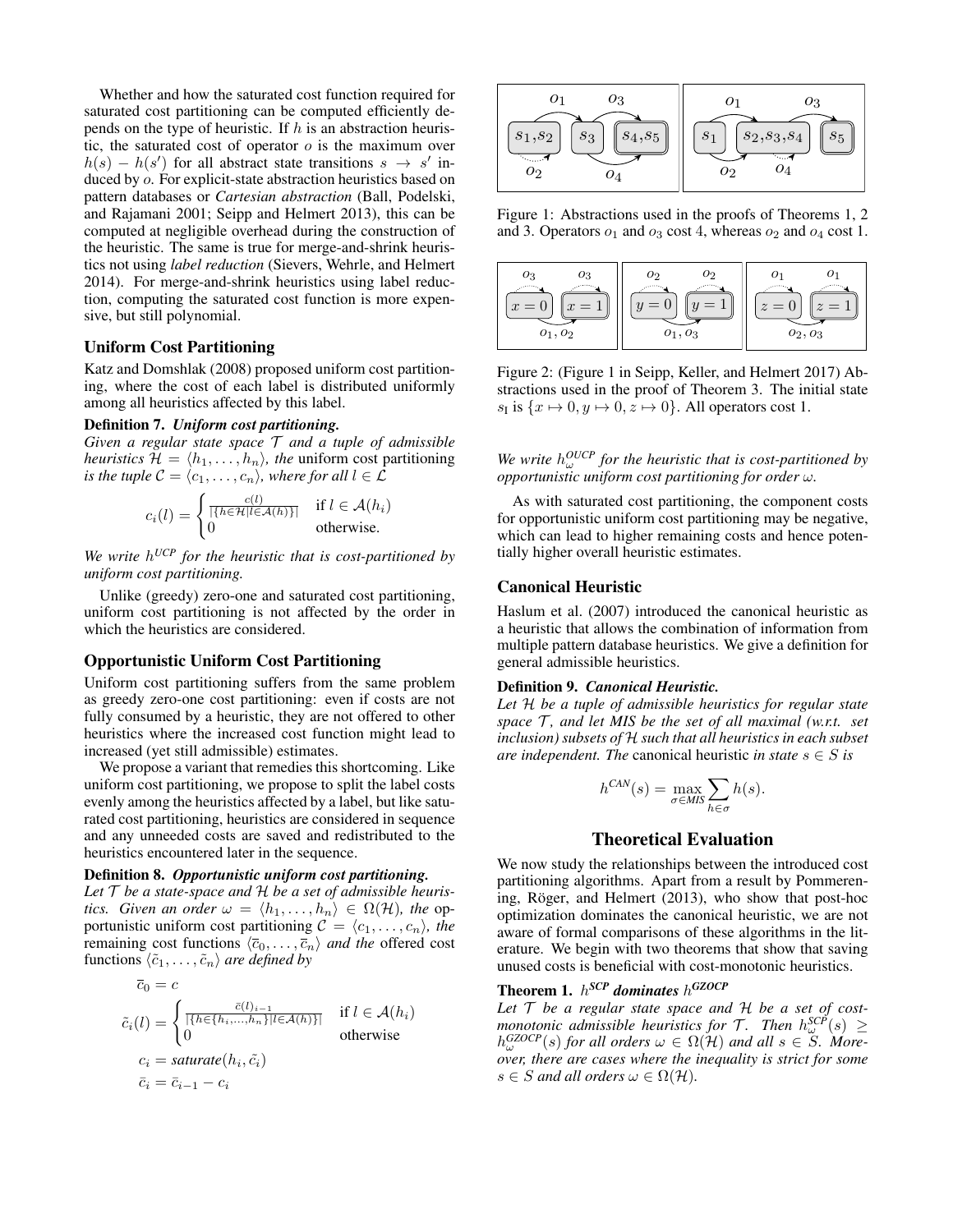Whether and how the saturated cost function required for saturated cost partitioning can be computed efficiently depends on the type of heuristic. If $h$ is an abstraction heuristic, the saturated cost of operator $o$ is the maximum over $h(s) - h(s')$ for all abstract state transitions $s \rightarrow s'$ induced by $o$. For explicit-state abstraction heuristics based on pattern databases or *Cartesian abstraction* (Ball, Podelski, and Rajamani 2001; Seipp and Helmert 2013), this can be computed at negligible overhead during the construction of the heuristic. The same is true for merge-and-shrink heuristics not using *label reduction* (Sievers, Wehrle, and Helmert 2014). For merge-and-shrink heuristics using label reduction, computing the saturated cost function is more expensive, but still polynomial.

### Uniform Cost Partitioning

Katz and Domshlak (2008) proposed uniform cost partitioning, where the cost of each label is distributed uniformly among all heuristics affected by this label.

**Definition 7.** ***Uniform cost partitioning.***
*Given a regular state space $\mathcal{T}$ and a tuple of admissible heuristics $\mathcal{H} = \langle h_1, \dots, h_n \rangle$, the* uniform cost partitioning *is the tuple $\mathcal{C} = \langle c_1, \dots, c_n \rangle$, where for all $l \in \mathcal{L}$*

$$c_i(l) = \begin{cases} \frac{c(l)}{|\{h \in \mathcal{H} | l \in \mathcal{A}(h)\}|} & \text{if } l \in \mathcal{A}(h_i) \\ 0 & \text{otherwise.} \end{cases}$$

*We write $h^{UCP}$ for the heuristic that is cost-partitioned by uniform cost partitioning.*

Unlike (greedy) zero-one and saturated cost partitioning, uniform cost partitioning is not affected by the order in which the heuristics are considered.

### Opportunistic Uniform Cost Partitioning

Uniform cost partitioning suffers from the same problem as greedy zero-one cost partitioning: even if costs are not fully consumed by a heuristic, they are not offered to other heuristics where the increased cost function might lead to increased (yet still admissible) estimates.

We propose a variant that remedies this shortcoming. Like uniform cost partitioning, we propose to split the label costs evenly among the heuristics affected by a label, but like saturated cost partitioning, heuristics are considered in sequence and any unneeded costs are saved and redistributed to the heuristics encountered later in the sequence.

**Definition 8.** ***Opportunistic uniform cost partitioning.***
*Let $\mathcal{T}$ be a state-space and $\mathcal{H}$ be a set of admissible heuristics. Given an order $\omega = \langle h_1, \dots, h_n \rangle \in \Omega(\mathcal{H})$, the* opportunistic uniform cost partitioning *$\mathcal{C} = \langle c_1, \dots, c_n \rangle$, the* remaining cost functions *$\langle \bar{c}_0, \dots, \bar{c}_n \rangle$ and the* offered cost functions *$\langle \tilde{c}_1, \dots, \tilde{c}_n \rangle$ are defined by*

$$\bar{c}_0 = c$$

$$\tilde{c}_i(l) = \begin{cases} \frac{\bar{c}(l)_{i-1}}{|\{h \in \{h_i, \dots, h_n\} | l \in \mathcal{A}(h)\}|} & \text{if } l \in \mathcal{A}(h_i) \\ 0 & \text{otherwise} \end{cases}$$

$$c_i = \mathit{saturate}(h_i, \tilde{c}_i)$$

$$\bar{c}_i = \bar{c}_{i-1} - c_i$$

Figure 1: Abstractions used in the proofs of Theorems 1, 2 and 3. Operators $o_1$ and $o_3$ cost 4, whereas $o_2$ and $o_4$ cost 1.

Figure 2: (Figure 1 in Seipp, Keller, and Helmert 2017) Abstractions used in the proof of Theorem 3. The initial state $s_I$ is $\{x \mapsto 0, y \mapsto 0, z \mapsto 0\}$. All operators cost 1.

*We write $h^{OUCP}_{\omega}$ for the heuristic that is cost-partitioned by opportunistic uniform cost partitioning for order $\omega$.*

As with saturated cost partitioning, the component costs for opportunistic uniform cost partitioning may be negative, which can lead to higher remaining costs and hence potentially higher overall heuristic estimates.

### Canonical Heuristic

Haslum et al. (2007) introduced the canonical heuristic as a heuristic that allows the combination of information from multiple pattern database heuristics. We give a definition for general admissible heuristics.

**Definition 9.** ***Canonical Heuristic.***
*Let $\mathcal{H}$ be a tuple of admissible heuristics for regular state space $\mathcal{T}$, and let MIS be the set of all maximal (w.r.t. set inclusion) subsets of $\mathcal{H}$ such that all heuristics in each subset are independent. The* canonical heuristic *in state $s \in S$ is*

$$h^{CAN}(s) = \max_{\sigma \in MIS} \sum_{h \in \sigma} h(s).$$

## Theoretical Evaluation

We now study the relationships between the introduced cost partitioning algorithms. Apart from a result by Pommerening, Röger, and Helmert (2013), who show that post-hoc optimization dominates the canonical heuristic, we are not aware of formal comparisons of these algorithms in the literature. We begin with two theorems that show that saving unused costs is beneficial with cost-monotonic heuristics.

**Theorem 1.** ***$h^{SCP}$ dominates $h^{GZOCP}$***
*Let $\mathcal{T}$ be a regular state space and $\mathcal{H}$ be a set of cost-monotonic admissible heuristics for $\mathcal{T}$. Then $h^{SCP}_{\omega}(s) \geq h^{GZOCP}_{\omega}(s)$ for all orders $\omega \in \Omega(\mathcal{H})$ and all $s \in S$. Moreover, there are cases where the inequality is strict for some $s \in S$ and all orders $\omega \in \Omega(\mathcal{H})$.*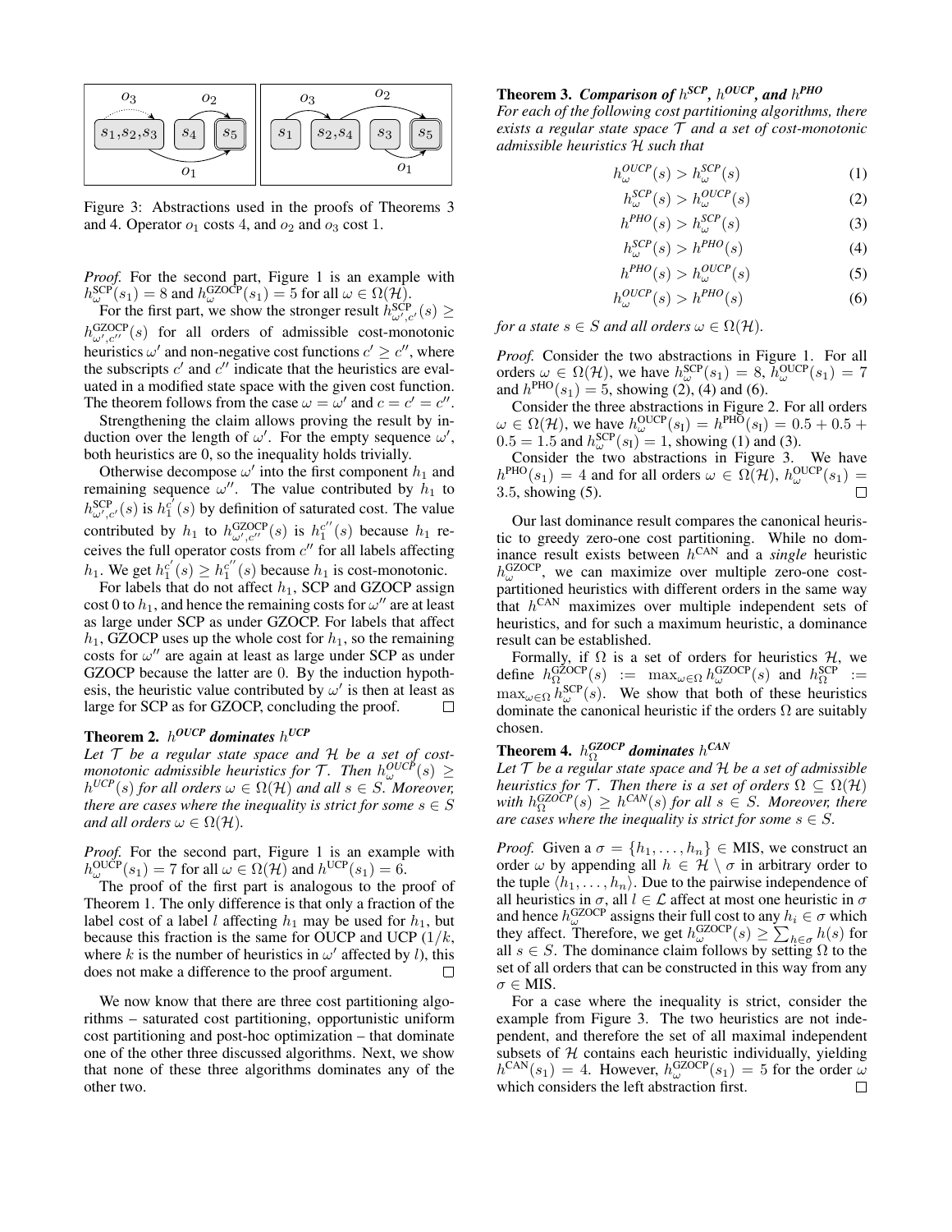Figure 3: Abstractions used in the proofs of Theorems 3 and 4. Operator $o_1$ costs 4, and $o_2$ and $o_3$ cost 1.

*Proof.* For the second part, Figure 1 is an example with $h^{\text{SCP}}_{\omega}(s_1) = 8$ and $h^{\text{GZOCP}}_{\omega}(s_1) = 5$ for all $\omega \in \Omega(\mathcal{H})$.

For the first part, we show the stronger result $h^{\text{SCP}}_{\omega',c'}(s) \geq h^{\text{GZOCP}}_{\omega',c''}(s)$ for all orders of admissible cost-monotonic heuristics $\omega'$ and non-negative cost functions $c' \geq c''$, where the subscripts $c'$ and $c''$ indicate that the heuristics are evaluated in a modified state space with the given cost function. The theorem follows from the case $\omega = \omega'$ and $c = c' = c''$.

Strengthening the claim allows proving the result by induction over the length of $\omega'$. For the empty sequence $\omega'$, both heuristics are 0, so the inequality holds trivially.

Otherwise decompose $\omega'$ into the first component $h_1$ and remaining sequence $\omega''$. The value contributed by $h_1$ to $h^{\text{SCP}}_{\omega',c'}(s)$ is $h^{c'}_1(s)$ by definition of saturated cost. The value contributed by $h_1$ to $h^{\text{GZOCP}}_{\omega',c''}(s)$ is $h^{c''}_1(s)$ because $h_1$ receives the full operator costs from $c''$ for all labels affecting $h_1$. We get $h^{c'}_1(s) \geq h^{c''}_1(s)$ because $h_1$ is cost-monotonic.

For labels that do not affect $h_1$, SCP and GZOCP assign cost 0 to $h_1$, and hence the remaining costs for $\omega''$ are at least as large under SCP as under GZOCP. For labels that affect $h_1$, GZOCP uses up the whole cost for $h_1$, so the remaining costs for $\omega''$ are again at least as large under SCP as under GZOCP because the latter are 0. By the induction hypothesis, the heuristic value contributed by $\omega'$ is then at least as large for SCP as for GZOCP, concluding the proof. □

**Theorem 2.** ***$h^{OUCP}$ dominates $h^{UCP}$***
*Let $\mathcal{T}$ be a regular state space and $\mathcal{H}$ be a set of cost-monotonic admissible heuristics for $\mathcal{T}$. Then $h^{OUCP}_{\omega}(s) \geq h^{UCP}(s)$ for all orders $\omega \in \Omega(\mathcal{H})$ and all $s \in S$. Moreover, there are cases where the inequality is strict for some $s \in S$ and all orders $\omega \in \Omega(\mathcal{H})$.*

*Proof.* For the second part, Figure 1 is an example with $h^{\text{OUCP}}_{\omega}(s_1) = 7$ for all $\omega \in \Omega(\mathcal{H})$ and $h^{\text{UCP}}(s_1) = 6$.

The proof of the first part is analogous to the proof of Theorem 1. The only difference is that only a fraction of the label cost of a label $l$ affecting $h_1$ may be used for $h_1$, but because this fraction is the same for OUCP and UCP ($1/k$, where $k$ is the number of heuristics in $\omega'$ affected by $l$), this does not make a difference to the proof argument. □

We now know that there are three cost partitioning algorithms – saturated cost partitioning, opportunistic uniform cost partitioning and post-hoc optimization – that dominate one of the other three discussed algorithms. Next, we show that none of these three algorithms dominates any of the other two.

**Theorem 3.** ***Comparison of $h^{SCP}$, $h^{OUCP}$, and $h^{PHO}$***
*For each of the following cost partitioning algorithms, there exists a regular state space $\mathcal{T}$ and a set of cost-monotonic admissible heuristics $\mathcal{H}$ such that*

$$h^{OUCP}_{\omega}(s) > h^{SCP}_{\omega}(s) \tag{1}$$

$$h^{SCP}_{\omega}(s) > h^{OUCP}_{\omega}(s) \tag{2}$$

$$h^{PHO}(s) > h^{SCP}_{\omega}(s) \tag{3}$$

$$h^{SCP}_{\omega}(s) > h^{PHO}(s) \tag{4}$$

$$h^{PHO}(s) > h^{OUCP}_{\omega}(s) \tag{5}$$

$$h^{OUCP}_{\omega}(s) > h^{PHO}(s) \tag{6}$$

*for a state $s \in S$ and all orders $\omega \in \Omega(\mathcal{H})$.*

*Proof.* Consider the two abstractions in Figure 1. For all orders $\omega \in \Omega(\mathcal{H})$, we have $h^{\text{SCP}}_{\omega}(s_1) = 8$, $h^{\text{OUCP}}_{\omega}(s_1) = 7$ and $h^{\text{PHO}}(s_1) = 5$, showing (2), (4) and (6).

Consider the three abstractions in Figure 2. For all orders $\omega \in \Omega(\mathcal{H})$, we have $h^{\text{OUCP}}_{\omega}(s_{\text{I}}) = h^{\text{PHO}}(s_{\text{I}}) = 0.5 + 0.5 + 0.5 = 1.5$ and $h^{\text{SCP}}_{\omega}(s_{\text{I}}) = 1$, showing (1) and (3).

Consider the two abstractions in Figure 3. We have $h^{\text{PHO}}(s_1) = 4$ and for all orders $\omega \in \Omega(\mathcal{H})$, $h^{\text{OUCP}}_{\omega}(s_1) = 3.5$, showing (5). □

Our last dominance result compares the canonical heuristic to greedy zero-one cost partitioning. While no dominance result exists between $h^{\text{CAN}}$ and a *single* heuristic $h^{\text{GZOCP}}_{\omega}$, we can maximize over multiple zero-one cost-partitioned heuristics with different orders in the same way that $h^{\text{CAN}}$ maximizes over multiple independent sets of heuristics, and for such a maximum heuristic, a dominance result can be established.

Formally, if $\Omega$ is a set of orders for heuristics $\mathcal{H}$, we define $h^{\text{GZOCP}}_{\Omega}(s) := \max_{\omega \in \Omega} h^{\text{GZOCP}}_{\omega}(s)$ and $h^{\text{SCP}}_{\Omega} := \max_{\omega \in \Omega} h^{\text{SCP}}_{\omega}(s)$. We show that both of these heuristics dominate the canonical heuristic if the orders $\Omega$ are suitably chosen.

**Theorem 4.** ***$h^{GZOCP}_{\Omega}$ dominates $h^{CAN}$***
*Let $\mathcal{T}$ be a regular state space and $\mathcal{H}$ be a set of admissible heuristics for $\mathcal{T}$. Then there is a set of orders $\Omega \subseteq \Omega(\mathcal{H})$ with $h^{GZOCP}_{\Omega}(s) \geq h^{CAN}(s)$ for all $s \in S$. Moreover, there are cases where the inequality is strict for some $s \in S$.*

*Proof.* Given a $\sigma = \{h_1, \ldots, h_n\} \in \text{MIS}$, we construct an order $\omega$ by appending all $h \in \mathcal{H} \setminus \sigma$ in arbitrary order to the tuple $\langle h_1, \ldots, h_n \rangle$. Due to the pairwise independence of all heuristics in $\sigma$, all $l \in \mathcal{L}$ affect at most one heuristic in $\sigma$ and hence $h^{\text{GZOCP}}_{\omega}$ assigns their full cost to any $h_i \in \sigma$ which they affect. Therefore, we get $h^{\text{GZOCP}}_{\omega}(s) \geq \sum_{h \in \sigma} h(s)$ for all $s \in S$. The dominance claim follows by setting $\Omega$ to the set of all orders that can be constructed in this way from any $\sigma \in \text{MIS}$.

For a case where the inequality is strict, consider the example from Figure 3. The two heuristics are not independent, and therefore the set of all maximal independent subsets of $\mathcal{H}$ contains each heuristic individually, yielding $h^{\text{CAN}}(s_1) = 4$. However, $h^{\text{GZOCP}}_{\omega}(s_1) = 5$ for the order $\omega$ which considers the left abstraction first. □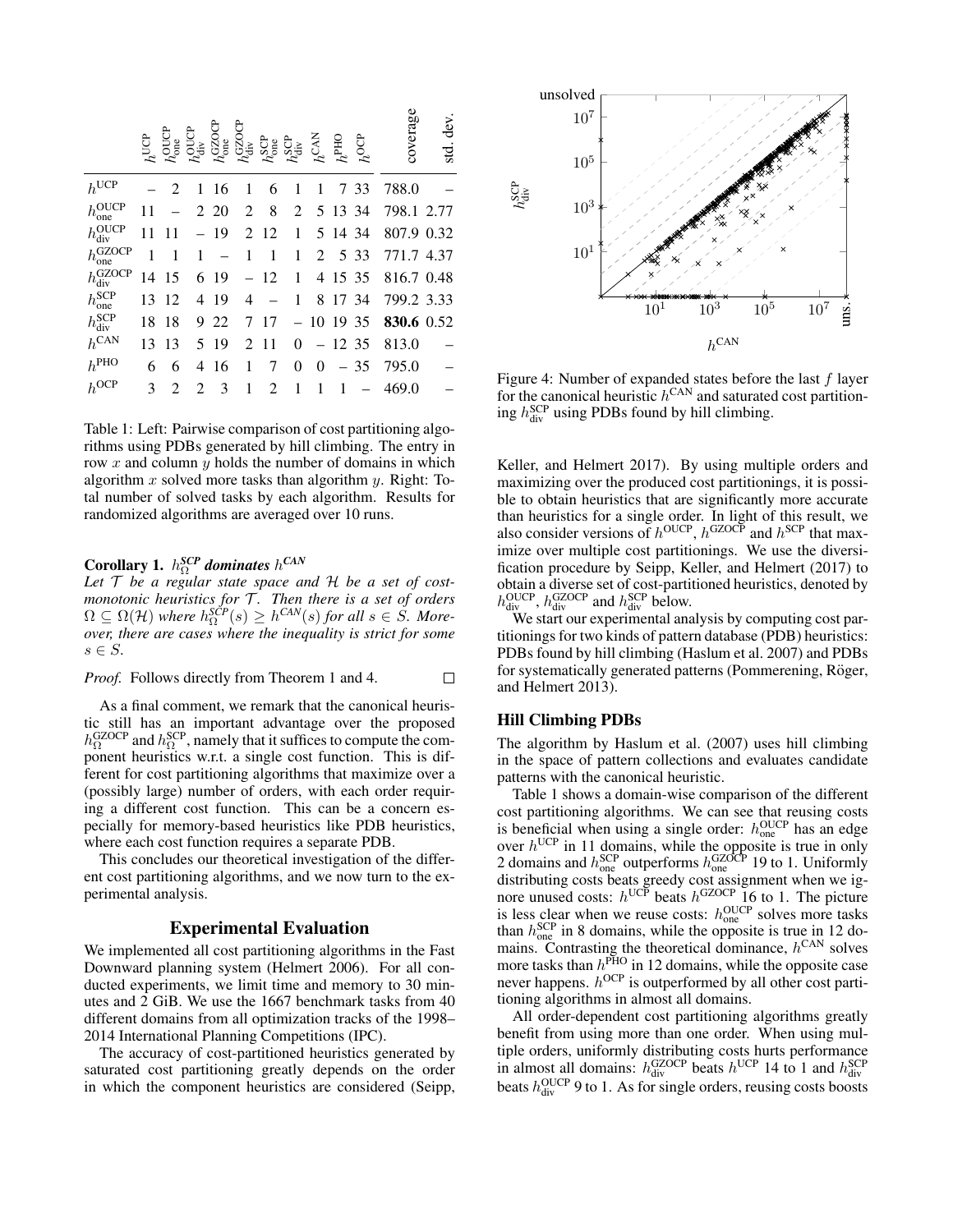|  | $h^{\text{UCP}}$ | $h^{\text{OUCP}}_{\text{one}}$ | $h^{\text{OUCP}}_{\text{div}}$ | $h^{\text{GZOCP}}_{\text{one}}$ | $h^{\text{GZOCP}}_{\text{div}}$ | $h^{\text{SCP}}_{\text{one}}$ | $h^{\text{SCP}}_{\text{div}}$ | $h^{\text{CAN}}$ | $h^{\text{PHO}}$ | $h^{\text{OCP}}$ | coverage | std. dev. |
|---|---|---|---|---|---|---|---|---|---|---|---|---|
| $h^{\text{UCP}}$ | – | 2 | 1 | 16 | 1 | 6 | 1 | 1 | 7 | 33 | 788.0 | – |
| $h^{\text{OUCP}}_{\text{one}}$ | 11 | – | 2 | 20 | 2 | 8 | 2 | 5 | 13 | 34 | 798.1 | 2.77 |
| $h^{\text{OUCP}}_{\text{div}}$ | 11 | 11 | – | 19 | 2 | 12 | 1 | 5 | 14 | 34 | 807.9 | 0.32 |
| $h^{\text{GZOCP}}_{\text{one}}$ | 1 | 1 | 1 | – | 1 | 1 | 1 | 2 | 5 | 33 | 771.7 | 4.37 |
| $h^{\text{GZOCP}}_{\text{div}}$ | 14 | 15 | 6 | 19 | – | 12 | 1 | 4 | 15 | 35 | 816.7 | 0.48 |
| $h^{\text{SCP}}_{\text{one}}$ | 13 | 12 | 4 | 19 | 4 | – | 1 | 8 | 17 | 34 | 799.2 | 3.33 |
| $h^{\text{SCP}}_{\text{div}}$ | 18 | 18 | 9 | 22 | 7 | 17 | – | 10 | 19 | 35 | **830.6** | 0.52 |
| $h^{\text{CAN}}$ | 13 | 13 | 5 | 19 | 2 | 11 | 0 | – | 12 | 35 | 813.0 | – |
| $h^{\text{PHO}}$ | 6 | 6 | 4 | 16 | 1 | 7 | 0 | 0 | – | 35 | 795.0 | – |
| $h^{\text{OCP}}$ | 3 | 2 | 2 | 3 | 1 | 2 | 1 | 1 | 1 | – | 469.0 | – |

Table 1: Left: Pairwise comparison of cost partitioning algorithms using PDBs generated by hill climbing. The entry in row $x$ and column $y$ holds the number of domains in which algorithm $x$ solved more tasks than algorithm $y$. Right: Total number of solved tasks by each algorithm. Results for randomized algorithms are averaged over 10 runs.

**Corollary 1.** *$h^{SCP}_{\Omega}$ dominates $h^{CAN}$*

*Let $\mathcal{T}$ be a regular state space and $\mathcal{H}$ be a set of cost-monotonic heuristics for $\mathcal{T}$. Then there is a set of orders $\Omega \subseteq \Omega(\mathcal{H})$ where $h^{SCP}_{\Omega}(s) \geq h^{CAN}(s)$ for all $s \in S$. Moreover, there are cases where the inequality is strict for some $s \in S$.*

*Proof.* Follows directly from Theorem 1 and 4. □

As a final comment, we remark that the canonical heuristic still has an important advantage over the proposed $h^{\text{GZOCP}}_{\Omega}$ and $h^{\text{SCP}}_{\Omega}$, namely that it suffices to compute the component heuristics w.r.t. a single cost function. This is different for cost partitioning algorithms that maximize over a (possibly large) number of orders, with each order requiring a different cost function. This can be a concern especially for memory-based heuristics like PDB heuristics, where each cost function requires a separate PDB.

This concludes our theoretical investigation of the different cost partitioning algorithms, and we now turn to the experimental analysis.

## Experimental Evaluation

We implemented all cost partitioning algorithms in the Fast Downward planning system (Helmert 2006). For all conducted experiments, we limit time and memory to 30 minutes and 2 GiB. We use the 1667 benchmark tasks from 40 different domains from all optimization tracks of the 1998–2014 International Planning Competitions (IPC).

The accuracy of cost-partitioned heuristics generated by saturated cost partitioning greatly depends on the order in which the component heuristics are considered (Seipp, Keller, and Helmert 2017). By using multiple orders and maximizing over the produced cost partitionings, it is possible to obtain heuristics that are significantly more accurate than heuristics for a single order. In light of this result, we also consider versions of $h^{\text{OUCP}}$, $h^{\text{GZOCP}}$ and $h^{\text{SCP}}$ that maximize over multiple cost partitionings. We use the diversification procedure by Seipp, Keller, and Helmert (2017) to obtain a diverse set of cost-partitioned heuristics, denoted by $h^{\text{OUCP}}_{\text{div}}$, $h^{\text{GZOCP}}_{\text{div}}$ and $h^{\text{SCP}}_{\text{div}}$ below.

Figure 4: Number of expanded states before the last $f$ layer for the canonical heuristic $h^{\text{CAN}}$ and saturated cost partitioning $h^{\text{SCP}}_{\text{div}}$ using PDBs found by hill climbing.

We start our experimental analysis by computing cost partitionings for two kinds of pattern database (PDB) heuristics: PDBs found by hill climbing (Haslum et al. 2007) and PDBs for systematically generated patterns (Pommerening, Röger, and Helmert 2013).

### Hill Climbing PDBs

The algorithm by Haslum et al. (2007) uses hill climbing in the space of pattern collections and evaluates candidate patterns with the canonical heuristic.

Table 1 shows a domain-wise comparison of the different cost partitioning algorithms. We can see that reusing costs is beneficial when using a single order: $h^{\text{OUCP}}_{\text{one}}$ has an edge over $h^{\text{UCP}}$ in 11 domains, while the opposite is true in only 2 domains and $h^{\text{SCP}}_{\text{one}}$ outperforms $h^{\text{GZOCP}}_{\text{one}}$ 19 to 1. Uniformly distributing costs beats greedy cost assignment when we ignore unused costs: $h^{\text{UCP}}$ beats $h^{\text{GZOCP}}$ 16 to 1. The picture is less clear when we reuse costs: $h^{\text{OUCP}}_{\text{one}}$ solves more tasks than $h^{\text{SCP}}_{\text{one}}$ in 8 domains, while the opposite is true in 12 domains. Contrasting the theoretical dominance, $h^{\text{CAN}}$ solves more tasks than $h^{\text{PHO}}$ in 12 domains, while the opposite case never happens. $h^{\text{OCP}}$ is outperformed by all other cost partitioning algorithms in almost all domains.

All order-dependent cost partitioning algorithms greatly benefit from using more than one order. When using multiple orders, uniformly distributing costs hurts performance in almost all domains: $h^{\text{GZOCP}}_{\text{div}}$ beats $h^{\text{UCP}}$ 14 to 1 and $h^{\text{SCP}}_{\text{div}}$ beats $h^{\text{OUCP}}_{\text{div}}$ 9 to 1. As for single orders, reusing costs boosts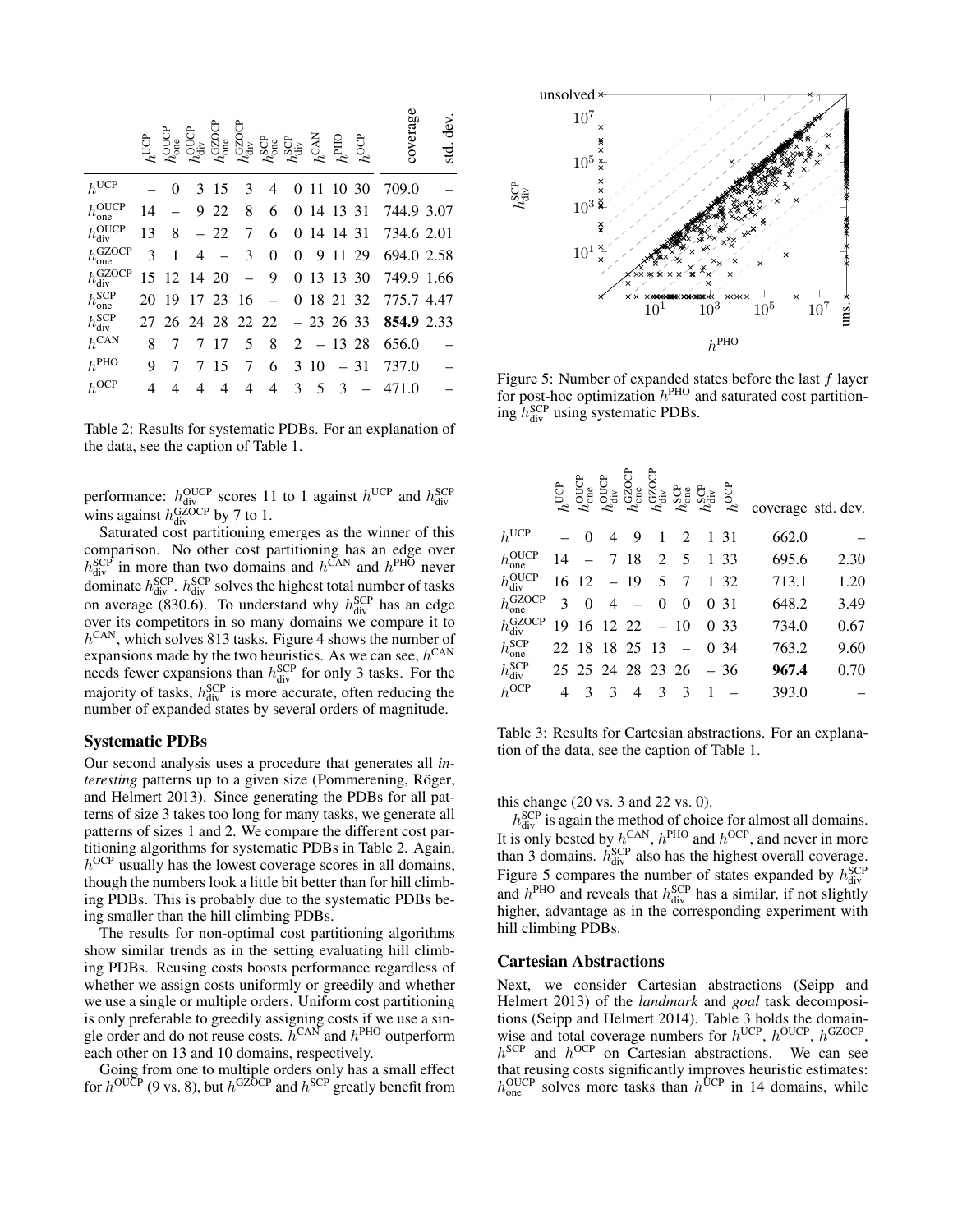| | $h^{\text{UCP}}$ | $h^{\text{OUCP}}_{\text{one}}$ | $h^{\text{OUCP}}_{\text{div}}$ | $h^{\text{GZOCP}}_{\text{one}}$ | $h^{\text{GZOCP}}_{\text{div}}$ | $h^{\text{SCP}}_{\text{one}}$ | $h^{\text{SCP}}_{\text{div}}$ | $h^{\text{CAN}}$ | $h^{\text{PHO}}$ | $h^{\text{OCP}}$ | coverage | std. dev. |
|---|---|---|---|---|---|---|---|---|---|---|---|---|
| $h^{\text{UCP}}$ | – | 0 | 3 | 15 | 3 | 4 | 0 | 11 | 10 | 30 | 709.0 | – |
| $h^{\text{OUCP}}_{\text{one}}$ | 14 | – | 9 | 22 | 8 | 6 | 0 | 14 | 13 | 31 | 744.9 | 3.07 |
| $h^{\text{OUCP}}_{\text{div}}$ | 13 | 8 | – | 22 | 7 | 6 | 0 | 14 | 14 | 31 | 734.6 | 2.01 |
| $h^{\text{GZOCP}}_{\text{one}}$ | 3 | 1 | 4 | – | 3 | 0 | 0 | 9 | 11 | 29 | 694.0 | 2.58 |
| $h^{\text{GZOCP}}_{\text{div}}$ | 15 | 12 | 14 | 20 | – | 9 | 0 | 13 | 13 | 30 | 749.9 | 1.66 |
| $h^{\text{SCP}}_{\text{one}}$ | 20 | 19 | 17 | 23 | 16 | – | 0 | 18 | 21 | 32 | 775.7 | 4.47 |
| $h^{\text{SCP}}_{\text{div}}$ | 27 | 26 | 24 | 28 | 22 | 22 | – | 23 | 26 | 33 | **854.9** | 2.33 |
| $h^{\text{CAN}}$ | 8 | 7 | 7 | 17 | 5 | 8 | 2 | – | 13 | 28 | 656.0 | – |
| $h^{\text{PHO}}$ | 9 | 7 | 7 | 15 | 7 | 6 | 3 | 10 | – | 31 | 737.0 | – |
| $h^{\text{OCP}}$ | 4 | 4 | 4 | 4 | 4 | 4 | 3 | 5 | 3 | – | 471.0 | – |

Table 2: Results for systematic PDBs. For an explanation of the data, see the caption of Table 1.

performance: $h^{\text{OUCP}}_{\text{div}}$ scores 11 to 1 against $h^{\text{UCP}}$ and $h^{\text{SCP}}_{\text{div}}$ wins against $h^{\text{GZOCP}}_{\text{div}}$ by 7 to 1.

Saturated cost partitioning emerges as the winner of this comparison. No other cost partitioning has an edge over $h^{\text{SCP}}_{\text{div}}$ in more than two domains and $h^{\text{CAN}}$ and $h^{\text{PHO}}$ never dominate $h^{\text{SCP}}_{\text{div}}$. $h^{\text{SCP}}_{\text{div}}$ solves the highest total number of tasks on average (830.6). To understand why $h^{\text{SCP}}_{\text{div}}$ has an edge over its competitors in so many domains we compare it to $h^{\text{CAN}}$, which solves 813 tasks. Figure 4 shows the number of expansions made by the two heuristics. As we can see, $h^{\text{CAN}}$ needs fewer expansions than $h^{\text{SCP}}_{\text{div}}$ for only 3 tasks. For the majority of tasks, $h^{\text{SCP}}_{\text{div}}$ is more accurate, often reducing the number of expanded states by several orders of magnitude.

### Systematic PDBs

Our second analysis uses a procedure that generates all *interesting* patterns up to a given size (Pommerening, Röger, and Helmert 2013). Since generating the PDBs for all patterns of size 3 takes too long for many tasks, we generate all patterns of sizes 1 and 2. We compare the different cost partitioning algorithms for systematic PDBs in Table 2. Again, $h^{\text{OCP}}$ usually has the lowest coverage scores in all domains, though the numbers look a little bit better than for hill climbing PDBs. This is probably due to the systematic PDBs being smaller than the hill climbing PDBs.

The results for non-optimal cost partitioning algorithms show similar trends as in the setting evaluating hill climbing PDBs. Reusing costs boosts performance regardless of whether we assign costs uniformly or greedily and whether we use a single or multiple orders. Uniform cost partitioning is only preferable to greedily assigning costs if we use a single order and do not reuse costs. $h^{\text{CAN}}$ and $h^{\text{PHO}}$ outperform each other on 13 and 10 domains, respectively.

Going from one to multiple orders only has a small effect for $h^{\text{OUCP}}$ (9 vs. 8), but $h^{\text{GZOCP}}$ and $h^{\text{SCP}}$ greatly benefit from this change (20 vs. 3 and 22 vs. 0).

$h^{\text{SCP}}_{\text{div}}$ is again the method of choice for almost all domains. It is only bested by $h^{\text{CAN}}$, $h^{\text{PHO}}$ and $h^{\text{OCP}}$, and never in more than 3 domains. $h^{\text{SCP}}_{\text{div}}$ also has the highest overall coverage. Figure 5 compares the number of states expanded by $h^{\text{SCP}}_{\text{div}}$ and $h^{\text{PHO}}$ and reveals that $h^{\text{SCP}}_{\text{div}}$ has a similar, if not slightly higher, advantage as in the corresponding experiment with hill climbing PDBs.

Figure 5: Number of expanded states before the last $f$ layer for post-hoc optimization $h^{\text{PHO}}$ and saturated cost partitioning $h^{\text{SCP}}_{\text{div}}$ using systematic PDBs.

| | $h^{\text{UCP}}$ | $h^{\text{OUCP}}_{\text{one}}$ | $h^{\text{OUCP}}_{\text{div}}$ | $h^{\text{GZOCP}}_{\text{one}}$ | $h^{\text{GZOCP}}_{\text{div}}$ | $h^{\text{SCP}}_{\text{one}}$ | $h^{\text{SCP}}_{\text{div}}$ | $h^{\text{OCP}}$ | coverage | std. dev. |
|---|---|---|---|---|---|---|---|---|---|---|
| $h^{\text{UCP}}$ | – | 0 | 4 | 9 | 1 | 2 | 1 | 31 | 662.0 | – |
| $h^{\text{OUCP}}_{\text{one}}$ | 14 | – | 7 | 18 | 2 | 5 | 1 | 33 | 695.6 | 2.30 |
| $h^{\text{OUCP}}_{\text{div}}$ | 16 | 12 | – | 19 | 5 | 7 | 1 | 32 | 713.1 | 1.20 |
| $h^{\text{GZOCP}}_{\text{one}}$ | 3 | 0 | 4 | – | 0 | 0 | 0 | 31 | 648.2 | 3.49 |
| $h^{\text{GZOCP}}_{\text{div}}$ | 19 | 16 | 12 | 22 | – | 10 | 0 | 33 | 734.0 | 0.67 |
| $h^{\text{SCP}}_{\text{one}}$ | 22 | 18 | 18 | 25 | 13 | – | 0 | 34 | 763.2 | 9.60 |
| $h^{\text{SCP}}_{\text{div}}$ | 25 | 25 | 24 | 28 | 23 | 26 | – | 36 | **967.4** | 0.70 |
| $h^{\text{OCP}}$ | 4 | 3 | 3 | 4 | 3 | 3 | 1 | – | 393.0 | – |

Table 3: Results for Cartesian abstractions. For an explanation of the data, see the caption of Table 1.

### Cartesian Abstractions

Next, we consider Cartesian abstractions (Seipp and Helmert 2013) of the *landmark* and *goal* task decompositions (Seipp and Helmert 2014). Table 3 holds the domain-wise and total coverage numbers for $h^{\text{UCP}}$, $h^{\text{OUCP}}$, $h^{\text{GZOCP}}$, $h^{\text{SCP}}$ and $h^{\text{OCP}}$ on Cartesian abstractions. We can see that reusing costs significantly improves heuristic estimates: $h^{\text{OUCP}}_{\text{one}}$ solves more tasks than $h^{\text{UCP}}$ in 14 domains, while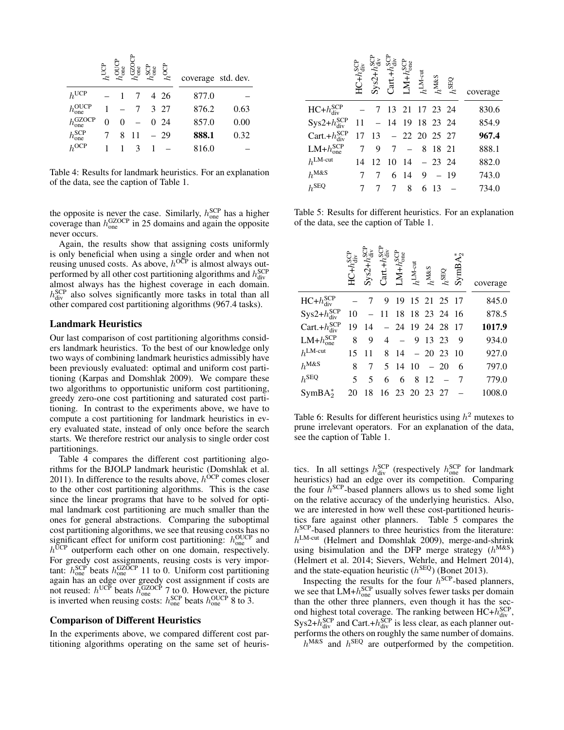| | $h^{\text{UCP}}$ | $h^{\text{OUCP}}_{\text{one}}$ | $h^{\text{GZOCP}}_{\text{one}}$ | $h^{\text{SCP}}_{\text{one}}$ | $h^{\text{OCP}}$ | coverage | std. dev. |
|---|---|---|---|---|---|---|---|
| $h^{\text{UCP}}$ | – | 1 | 7 | 4 | 26 | 877.0 | – |
| $h^{\text{OUCP}}_{\text{one}}$ | 1 | – | 7 | 3 | 27 | 876.2 | 0.63 |
| $h^{\text{GZOCP}}_{\text{one}}$ | 0 | 0 | – | 0 | 24 | 857.0 | 0.00 |
| $h^{\text{SCP}}_{\text{one}}$ | 7 | 8 | 11 | – | 29 | **888.1** | 0.32 |
| $h^{\text{OCP}}$ | 1 | 1 | 3 | 1 | – | 816.0 | – |

Table 4: Results for landmark heuristics. For an explanation of the data, see the caption of Table 1.

the opposite is never the case. Similarly, $h^{\text{SCP}}_{\text{one}}$ has a higher coverage than $h^{\text{GZOCP}}_{\text{one}}$ in 25 domains and again the opposite never occurs.

Again, the results show that assigning costs uniformly is only beneficial when using a single order and when not reusing unused costs. As above, $h^{\text{OCP}}$ is almost always outperformed by all other cost partitioning algorithms and $h^{\text{SCP}}_{\text{div}}$ almost always has the highest coverage in each domain. $h^{\text{SCP}}_{\text{div}}$ also solves significantly more tasks in total than all other compared cost partitioning algorithms (967.4 tasks).

## Landmark Heuristics

Our last comparison of cost partitioning algorithms considers landmark heuristics. To the best of our knowledge only two ways of combining landmark heuristics admissibly have been previously evaluated: optimal and uniform cost partitioning (Karpas and Domshlak 2009). We compare these two algorithms to opportunistic uniform cost partitioning, greedy zero-one cost partitioning and saturated cost partitioning. In contrast to the experiments above, we have to compute a cost partitioning for landmark heuristics in every evaluated state, instead of only once before the search starts. We therefore restrict our analysis to single order cost partitionings.

Table 4 compares the different cost partitioning algorithms for the BJOLP landmark heuristic (Domshlak et al. 2011). In difference to the results above, $h^{\text{OCP}}$ comes closer to the other cost partitioning algorithms. This is the case since the linear programs that have to be solved for optimal landmark cost partitioning are much smaller than the ones for general abstractions. Comparing the suboptimal cost partitioning algorithms, we see that reusing costs has no significant effect for uniform cost partitioning: $h^{\text{OUCP}}_{\text{one}}$ and $h^{\text{UCP}}$ outperform each other on one domain, respectively. For greedy cost assignments, reusing costs is very important: $h^{\text{SCP}}_{\text{one}}$ beats $h^{\text{GZOCP}}_{\text{one}}$ 11 to 0. Uniform cost partitioning again has an edge over greedy cost assignment if costs are not reused: $h^{\text{UCP}}$ beats $h^{\text{GZOCP}}_{\text{one}}$ 7 to 0. However, the picture is inverted when reusing costs: $h^{\text{SCP}}_{\text{one}}$ beats $h^{\text{OUCP}}_{\text{one}}$ 8 to 3.

## Comparison of Different Heuristics

In the experiments above, we compared different cost partitioning algorithms operating on the same set of heuristics. In all settings $h^{\text{SCP}}_{\text{div}}$ (respectively $h^{\text{SCP}}_{\text{one}}$ for landmark heuristics) had an edge over its competition. Comparing the four $h^{\text{SCP}}$-based planners allows us to shed some light on the relative accuracy of the underlying heuristics. Also, we are interested in how well these cost-partitioned heuristics fare against other planners. Table 5 compares the $h^{\text{SCP}}$-based planners to three heuristics from the literature: $h^{\text{LM-cut}}$ (Helmert and Domshlak 2009), merge-and-shrink using bisimulation and the DFP merge strategy ($h^{\text{M\&S}}$) (Helmert et al. 2014; Sievers, Wehrle, and Helmert 2014), and the state-equation heuristic ($h^{\text{SEQ}}$) (Bonet 2013).

Inspecting the results for the four $h^{\text{SCP}}$-based planners, we see that LM+$h^{\text{SCP}}_{\text{one}}$ usually solves fewer tasks per domain than the other three planners, even though it has the second highest total coverage. The ranking between HC+$h^{\text{SCP}}_{\text{div}}$, Sys2+$h^{\text{SCP}}_{\text{div}}$ and Cart.+$h^{\text{SCP}}_{\text{div}}$ is less clear, as each planner outperforms the others on roughly the same number of domains.

$h^{\text{M\&S}}$ and $h^{\text{SEQ}}$ are outperformed by the competition.

| | HC+$h^{\text{SCP}}_{\text{div}}$ | Sys2+$h^{\text{SCP}}_{\text{div}}$ | Cart.+$h^{\text{SCP}}_{\text{div}}$ | LM+$h^{\text{SCP}}_{\text{one}}$ | $h^{\text{LM-cut}}$ | $h^{\text{M\&S}}$ | $h^{\text{SEQ}}$ | coverage |
|---|---|---|---|---|---|---|---|---|
| HC+$h^{\text{SCP}}_{\text{div}}$ | – | 7 | 13 | 21 | 17 | 23 | 24 | 830.6 |
| Sys2+$h^{\text{SCP}}_{\text{div}}$ | 11 | – | 14 | 19 | 18 | 23 | 24 | 854.9 |
| Cart.+$h^{\text{SCP}}_{\text{div}}$ | 17 | 13 | – | 22 | 20 | 25 | 27 | **967.4** |
| LM+$h^{\text{SCP}}_{\text{one}}$ | 7 | 9 | 7 | – | 8 | 18 | 21 | 888.1 |
| $h^{\text{LM-cut}}$ | 14 | 12 | 10 | 14 | – | 23 | 24 | 882.0 |
| $h^{\text{M\&S}}$ | 7 | 7 | 6 | 14 | 9 | – | 19 | 743.0 |
| $h^{\text{SEQ}}$ | 7 | 7 | 7 | 8 | 6 | 13 | – | 734.0 |

Table 5: Results for different heuristics. For an explanation of the data, see the caption of Table 1.

| | HC+$h^{\text{SCP}}_{\text{div}}$ | Sys2+$h^{\text{SCP}}_{\text{div}}$ | Cart.+$h^{\text{SCP}}_{\text{div}}$ | LM+$h^{\text{SCP}}_{\text{one}}$ | $h^{\text{LM-cut}}$ | $h^{\text{M\&S}}$ | $h^{\text{SEQ}}$ | SymBA$^*_2$ | coverage |
|---|---|---|---|---|---|---|---|---|---|
| HC+$h^{\text{SCP}}_{\text{div}}$ | – | 7 | 9 | 19 | 15 | 21 | 25 | 17 | 845.0 |
| Sys2+$h^{\text{SCP}}_{\text{div}}$ | 10 | – | 11 | 18 | 18 | 23 | 24 | 16 | 878.5 |
| Cart.+$h^{\text{SCP}}_{\text{div}}$ | 19 | 14 | – | 24 | 19 | 24 | 28 | 17 | **1017.9** |
| LM+$h^{\text{SCP}}_{\text{one}}$ | 8 | 9 | 4 | – | 9 | 13 | 23 | 9 | 934.0 |
| $h^{\text{LM-cut}}$ | 15 | 11 | 8 | 14 | – | 20 | 23 | 10 | 927.0 |
| $h^{\text{M\&S}}$ | 8 | 7 | 5 | 14 | 10 | – | 20 | 6 | 797.0 |
| $h^{\text{SEQ}}$ | 5 | 5 | 6 | 6 | 8 | 12 | – | 7 | 779.0 |
| SymBA$^*_2$ | 20 | 18 | 16 | 23 | 20 | 23 | 27 | – | 1008.0 |

Table 6: Results for different heuristics using $h^2$ mutexes to prune irrelevant operators. For an explanation of the data, see the caption of Table 1.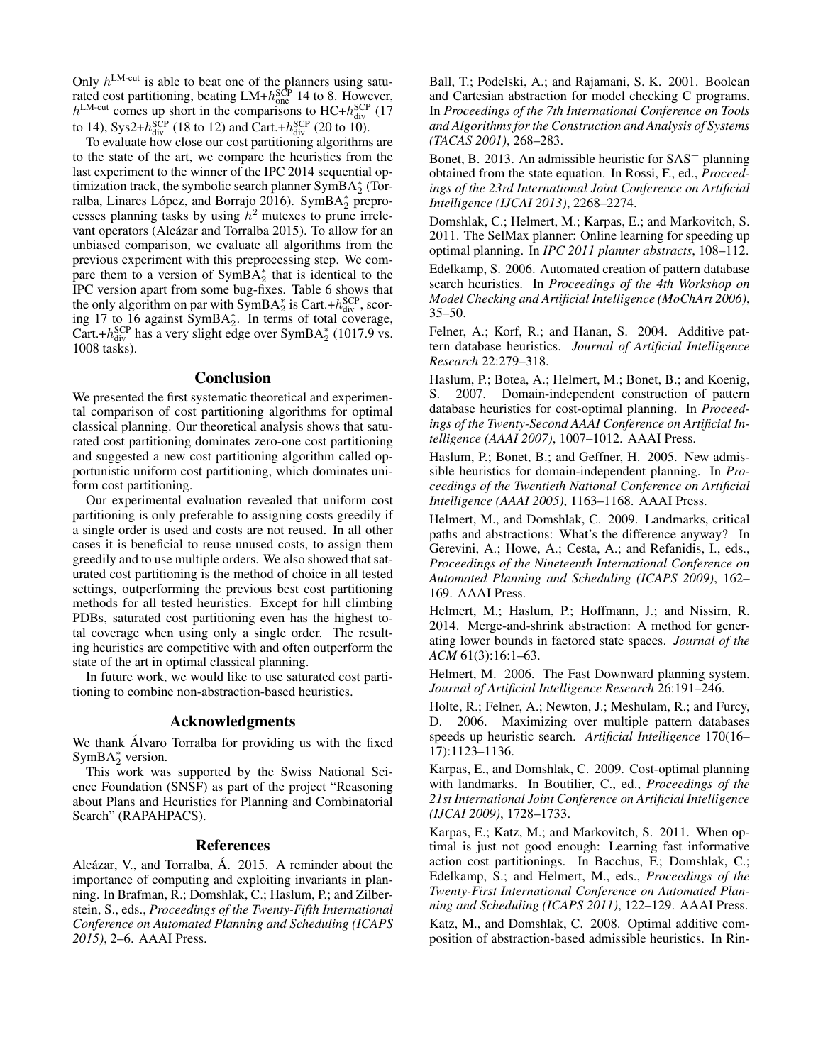Only $h^{\text{LM-cut}}$ is able to beat one of the planners using saturated cost partitioning, beating LM+$h^{\text{SCP}}_{\text{one}}$ 14 to 8. However, $h^{\text{LM-cut}}$ comes up short in the comparisons to HC+$h^{\text{SCP}}_{\text{div}}$ (17 to 14), Sys2+$h^{\text{SCP}}_{\text{div}}$ (18 to 12) and Cart.+$h^{\text{SCP}}_{\text{div}}$ (20 to 10).

To evaluate how close our cost partitioning algorithms are to the state of the art, we compare the heuristics from the last experiment to the winner of the IPC 2014 sequential optimization track, the symbolic search planner SymBA$^*_2$ (Torralba, Linares López, and Borrajo 2016). SymBA$^*_2$ preprocesses planning tasks by using $h^2$ mutexes to prune irrelevant operators (Alcázar and Torralba 2015). To allow for an unbiased comparison, we evaluate all algorithms from the previous experiment with this preprocessing step. We compare them to a version of SymBA$^*_2$ that is identical to the IPC version apart from some bug-fixes. Table 6 shows that the only algorithm on par with SymBA$^*_2$ is Cart.+$h^{\text{SCP}}_{\text{div}}$, scoring 17 to 16 against SymBA$^*_2$. In terms of total coverage, Cart.+$h^{\text{SCP}}_{\text{div}}$ has a very slight edge over SymBA$^*_2$ (1017.9 vs. 1008 tasks).

## Conclusion

We presented the first systematic theoretical and experimental comparison of cost partitioning algorithms for optimal classical planning. Our theoretical analysis shows that saturated cost partitioning dominates zero-one cost partitioning and suggested a new cost partitioning algorithm called opportunistic uniform cost partitioning, which dominates uniform cost partitioning.

Our experimental evaluation revealed that uniform cost partitioning is only preferable to assigning costs greedily if a single order is used and costs are not reused. In all other cases it is beneficial to reuse unused costs, to assign them greedily and to use multiple orders. We also showed that saturated cost partitioning is the method of choice in all tested settings, outperforming the previous best cost partitioning methods for all tested heuristics. Except for hill climbing PDBs, saturated cost partitioning even has the highest total coverage when using only a single order. The resulting heuristics are competitive with and often outperform the state of the art in optimal classical planning.

In future work, we would like to use saturated cost partitioning to combine non-abstraction-based heuristics.

## Acknowledgments

We thank Álvaro Torralba for providing us with the fixed SymBA$^*_2$ version.

This work was supported by the Swiss National Science Foundation (SNSF) as part of the project "Reasoning about Plans and Heuristics for Planning and Combinatorial Search" (RAPAHPACS).

## References

Alcázar, V., and Torralba, Á. 2015. A reminder about the importance of computing and exploiting invariants in planning. In Brafman, R.; Domshlak, C.; Haslum, P.; and Zilberstein, S., eds., *Proceedings of the Twenty-Fifth International Conference on Automated Planning and Scheduling (ICAPS 2015)*, 2–6. AAAI Press.

Ball, T.; Podelski, A.; and Rajamani, S. K. 2001. Boolean and Cartesian abstraction for model checking C programs. In *Proceedings of the 7th International Conference on Tools and Algorithms for the Construction and Analysis of Systems (TACAS 2001)*, 268–283.

Bonet, B. 2013. An admissible heuristic for SAS$^+$ planning obtained from the state equation. In Rossi, F., ed., *Proceedings of the 23rd International Joint Conference on Artificial Intelligence (IJCAI 2013)*, 2268–2274.

Domshlak, C.; Helmert, M.; Karpas, E.; and Markovitch, S. 2011. The SelMax planner: Online learning for speeding up optimal planning. In *IPC 2011 planner abstracts*, 108–112.

Edelkamp, S. 2006. Automated creation of pattern database search heuristics. In *Proceedings of the 4th Workshop on Model Checking and Artificial Intelligence (MoChArt 2006)*, 35–50.

Felner, A.; Korf, R.; and Hanan, S. 2004. Additive pattern database heuristics. *Journal of Artificial Intelligence Research* 22:279–318.

Haslum, P.; Botea, A.; Helmert, M.; Bonet, B.; and Koenig, S. 2007. Domain-independent construction of pattern database heuristics for cost-optimal planning. In *Proceedings of the Twenty-Second AAAI Conference on Artificial Intelligence (AAAI 2007)*, 1007–1012. AAAI Press.

Haslum, P.; Bonet, B.; and Geffner, H. 2005. New admissible heuristics for domain-independent planning. In *Proceedings of the Twentieth National Conference on Artificial Intelligence (AAAI 2005)*, 1163–1168. AAAI Press.

Helmert, M., and Domshlak, C. 2009. Landmarks, critical paths and abstractions: What's the difference anyway? In Gerevini, A.; Howe, A.; Cesta, A.; and Refanidis, I., eds., *Proceedings of the Nineteenth International Conference on Automated Planning and Scheduling (ICAPS 2009)*, 162–169. AAAI Press.

Helmert, M.; Haslum, P.; Hoffmann, J.; and Nissim, R. 2014. Merge-and-shrink abstraction: A method for generating lower bounds in factored state spaces. *Journal of the ACM* 61(3):16:1–63.

Helmert, M. 2006. The Fast Downward planning system. *Journal of Artificial Intelligence Research* 26:191–246.

Holte, R.; Felner, A.; Newton, J.; Meshulam, R.; and Furcy, D. 2006. Maximizing over multiple pattern databases speeds up heuristic search. *Artificial Intelligence* 170(16–17):1123–1136.

Karpas, E., and Domshlak, C. 2009. Cost-optimal planning with landmarks. In Boutilier, C., ed., *Proceedings of the 21st International Joint Conference on Artificial Intelligence (IJCAI 2009)*, 1728–1733.

Karpas, E.; Katz, M.; and Markovitch, S. 2011. When optimal is just not good enough: Learning fast informative action cost partitionings. In Bacchus, F.; Domshlak, C.; Edelkamp, S.; and Helmert, M., eds., *Proceedings of the Twenty-First International Conference on Automated Planning and Scheduling (ICAPS 2011)*, 122–129. AAAI Press.

Katz, M., and Domshlak, C. 2008. Optimal additive composition of abstraction-based admissible heuristics. In Rin-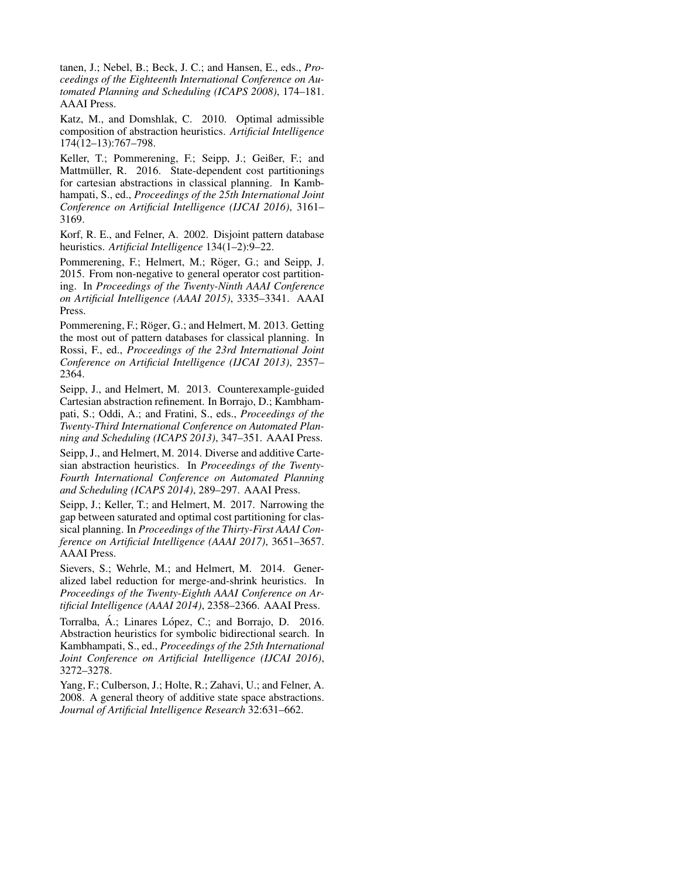tanen, J.; Nebel, B.; Beck, J. C.; and Hansen, E., eds., *Proceedings of the Eighteenth International Conference on Automated Planning and Scheduling (ICAPS 2008)*, 174–181. AAAI Press.

Katz, M., and Domshlak, C. 2010. Optimal admissible composition of abstraction heuristics. *Artificial Intelligence* 174(12–13):767–798.

Keller, T.; Pommerening, F.; Seipp, J.; Geißer, F.; and Mattmüller, R. 2016. State-dependent cost partitionings for cartesian abstractions in classical planning. In Kambhampati, S., ed., *Proceedings of the 25th International Joint Conference on Artificial Intelligence (IJCAI 2016)*, 3161–3169.

Korf, R. E., and Felner, A. 2002. Disjoint pattern database heuristics. *Artificial Intelligence* 134(1–2):9–22.

Pommerening, F.; Helmert, M.; Röger, G.; and Seipp, J. 2015. From non-negative to general operator cost partitioning. In *Proceedings of the Twenty-Ninth AAAI Conference on Artificial Intelligence (AAAI 2015)*, 3335–3341. AAAI Press.

Pommerening, F.; Röger, G.; and Helmert, M. 2013. Getting the most out of pattern databases for classical planning. In Rossi, F., ed., *Proceedings of the 23rd International Joint Conference on Artificial Intelligence (IJCAI 2013)*, 2357–2364.

Seipp, J., and Helmert, M. 2013. Counterexample-guided Cartesian abstraction refinement. In Borrajo, D.; Kambhampati, S.; Oddi, A.; and Fratini, S., eds., *Proceedings of the Twenty-Third International Conference on Automated Planning and Scheduling (ICAPS 2013)*, 347–351. AAAI Press.

Seipp, J., and Helmert, M. 2014. Diverse and additive Cartesian abstraction heuristics. In *Proceedings of the Twenty-Fourth International Conference on Automated Planning and Scheduling (ICAPS 2014)*, 289–297. AAAI Press.

Seipp, J.; Keller, T.; and Helmert, M. 2017. Narrowing the gap between saturated and optimal cost partitioning for classical planning. In *Proceedings of the Thirty-First AAAI Conference on Artificial Intelligence (AAAI 2017)*, 3651–3657. AAAI Press.

Sievers, S.; Wehrle, M.; and Helmert, M. 2014. Generalized label reduction for merge-and-shrink heuristics. In *Proceedings of the Twenty-Eighth AAAI Conference on Artificial Intelligence (AAAI 2014)*, 2358–2366. AAAI Press.

Torralba, Á.; Linares López, C.; and Borrajo, D. 2016. Abstraction heuristics for symbolic bidirectional search. In Kambhampati, S., ed., *Proceedings of the 25th International Joint Conference on Artificial Intelligence (IJCAI 2016)*, 3272–3278.

Yang, F.; Culberson, J.; Holte, R.; Zahavi, U.; and Felner, A. 2008. A general theory of additive state space abstractions. *Journal of Artificial Intelligence Research* 32:631–662.